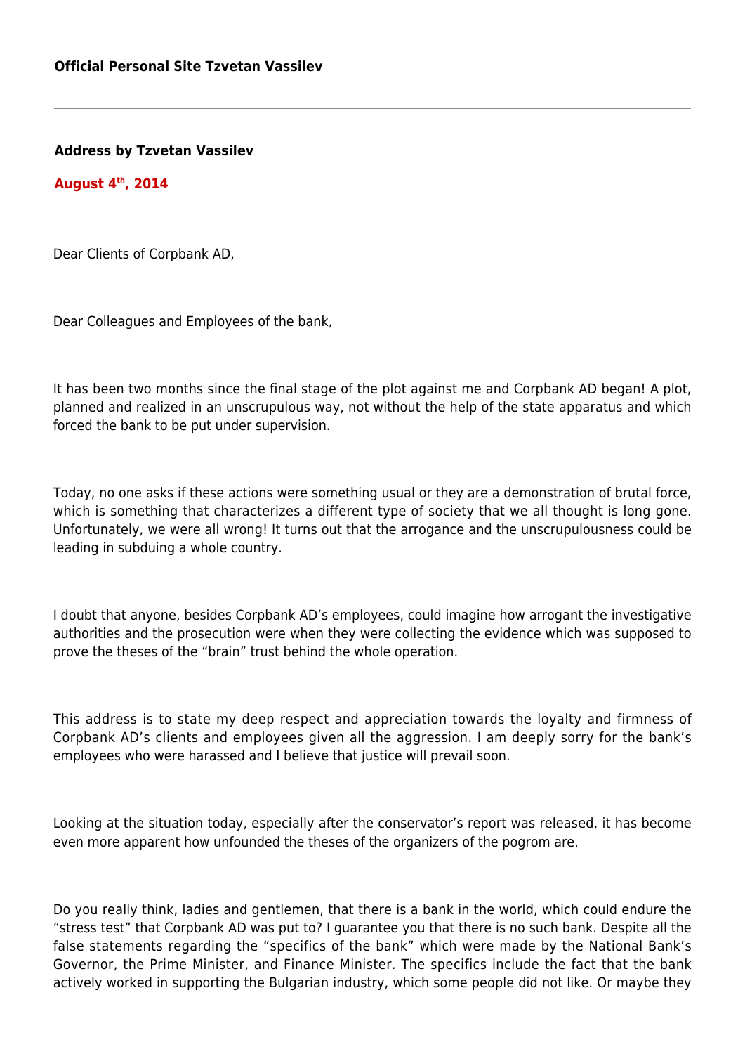**Official Personal Site Tzvetan Vassilev**

---

**Address by Tzvetan Vassilev**

**August 4th, 2014**

Dear Clients of Corpbank AD,

Dear Colleagues and Employees of the bank,

It has been two months since the final stage of the plot against me and Corpbank AD began! A plot, planned and realized in an unscrupulous way, not without the help of the state apparatus and which forced the bank to be put under supervision.

Today, no one asks if these actions were something usual or they are a demonstration of brutal force, which is something that characterizes a different type of society that we all thought is long gone. Unfortunately, we were all wrong! It turns out that the arrogance and the unscrupulousness could be leading in subduing a whole country.

I doubt that anyone, besides Corpbank AD's employees, could imagine how arrogant the investigative authorities and the prosecution were when they were collecting the evidence which was supposed to prove the theses of the "brain" trust behind the whole operation.

This address is to state my deep respect and appreciation towards the loyalty and firmness of Corpbank AD's clients and employees given all the aggression. I am deeply sorry for the bank's employees who were harassed and I believe that justice will prevail soon.

Looking at the situation today, especially after the conservator's report was released, it has become even more apparent how unfounded the theses of the organizers of the pogrom are.

Do you really think, ladies and gentlemen, that there is a bank in the world, which could endure the "stress test" that Corpbank AD was put to? I guarantee you that there is no such bank. Despite all the false statements regarding the "specifics of the bank" which were made by the National Bank's Governor, the Prime Minister, and Finance Minister. The specifics include the fact that the bank actively worked in supporting the Bulgarian industry, which some people did not like. Or maybe they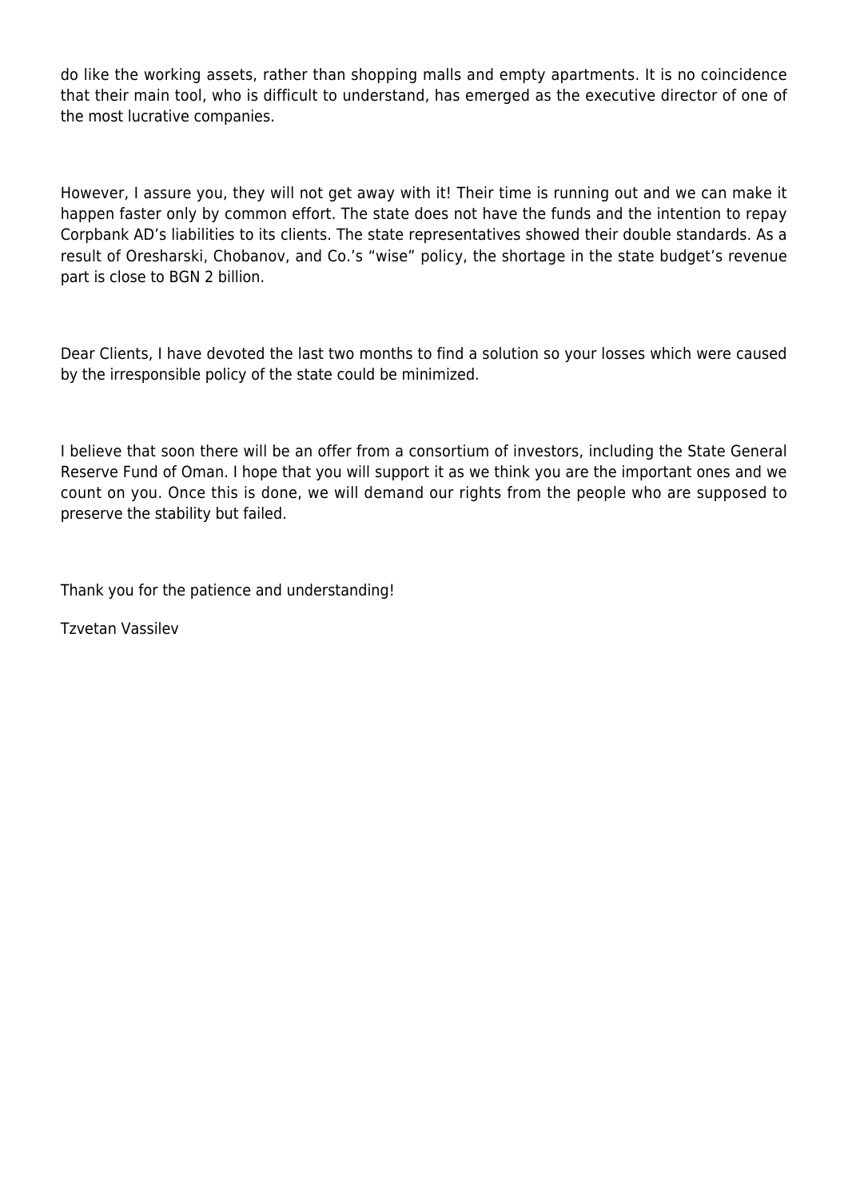do like the working assets, rather than shopping malls and empty apartments. It is no coincidence that their main tool, who is difficult to understand, has emerged as the executive director of one of the most lucrative companies.

However, I assure you, they will not get away with it! Their time is running out and we can make it happen faster only by common effort. The state does not have the funds and the intention to repay Corpbank AD's liabilities to its clients. The state representatives showed their double standards. As a result of Oresharski, Chobanov, and Co.'s "wise" policy, the shortage in the state budget's revenue part is close to BGN 2 billion.

Dear Clients, I have devoted the last two months to find a solution so your losses which were caused by the irresponsible policy of the state could be minimized.

I believe that soon there will be an offer from a consortium of investors, including the State General Reserve Fund of Oman. I hope that you will support it as we think you are the important ones and we count on you. Once this is done, we will demand our rights from the people who are supposed to preserve the stability but failed.

Thank you for the patience and understanding!

Tzvetan Vassilev